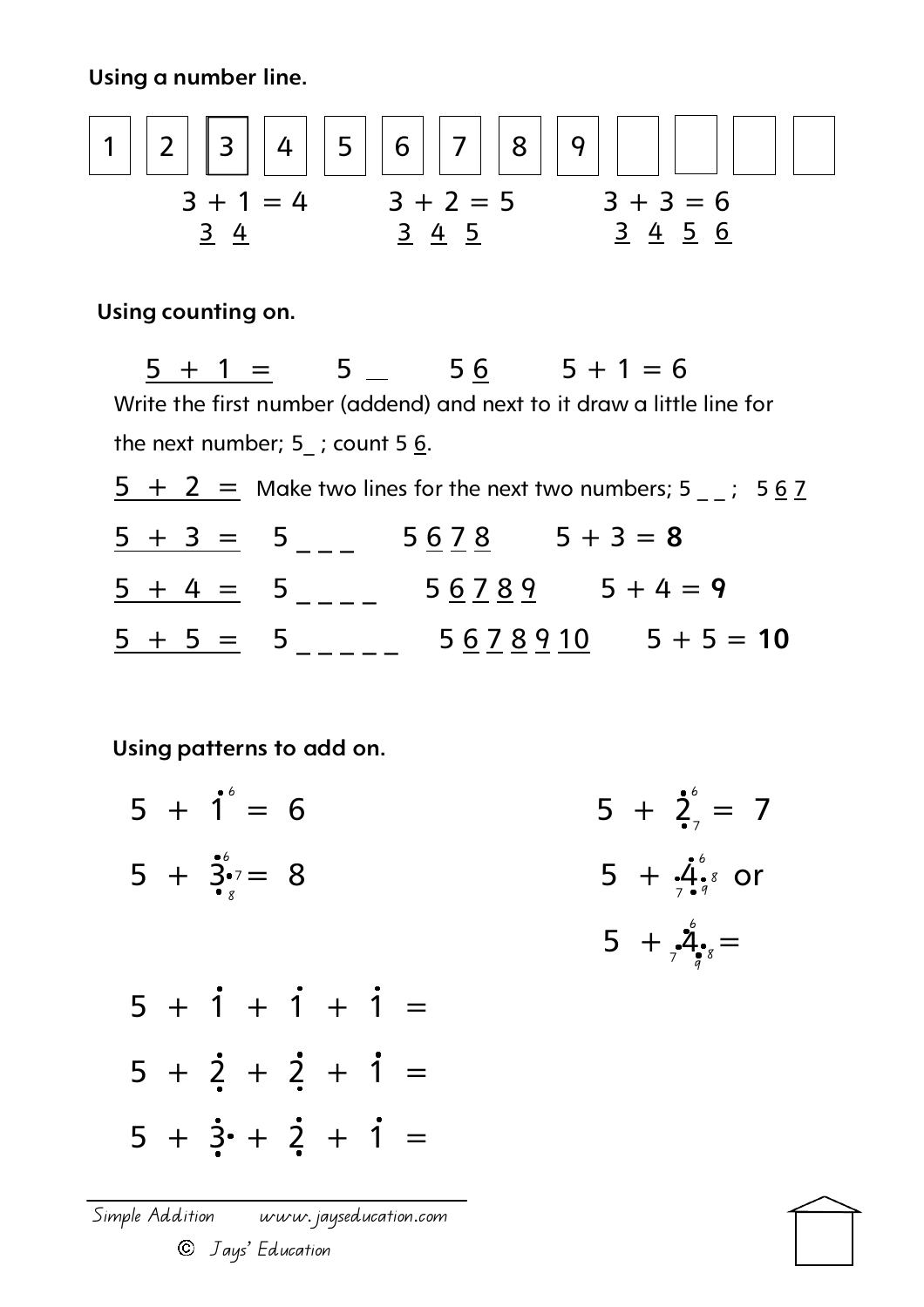**Using a number line.**

| 1 | 2 | 3 | 4 | 5 | 6 | 7 | 8 | 9 | | | | |
|---|---|---|---|---|---|---|---|---|---|---|---|---|

$3 + 1 = 4$ &nbsp;&nbsp; 3 4

$3 + 2 = 5$ &nbsp;&nbsp; 3 4 5

$3 + 3 = 6$ &nbsp;&nbsp; 3 4 5 6

**Using counting on.**

$5 + 1 =$ &nbsp;&nbsp; 5 _ &nbsp;&nbsp; 5 6 &nbsp;&nbsp; $5 + 1 = 6$

Write the first number (addend) and next to it draw a little line for the next number; 5_ ; count 5 6.

$5 + 2 =$ Make two lines for the next two numbers; 5 _ _ ; 5 6 7

$5 + 3 =$ &nbsp;&nbsp; 5 _ _ _ &nbsp;&nbsp; 5 6 7 8 &nbsp;&nbsp; $5 + 3 =$ **8**

$5 + 4 =$ &nbsp;&nbsp; 5 _ _ _ _ &nbsp;&nbsp; 5 6 7 8 9 &nbsp;&nbsp; $5 + 4 =$ **9**

$5 + 5 =$ &nbsp;&nbsp; 5 _ _ _ _ _ &nbsp;&nbsp; 5 6 7 8 9 10 &nbsp;&nbsp; $5 + 5 =$ **10**

**Using patterns to add on.**

$5 + 1 = 6$

$5 + 2 = 7$

$5 + 3 = 8$

$5 + 4$ or

$5 + 4 =$

$5 + 1 + 1 + 1 =$

$5 + 2 + 2 + 1 =$

$5 + 3 + 2 + 1 =$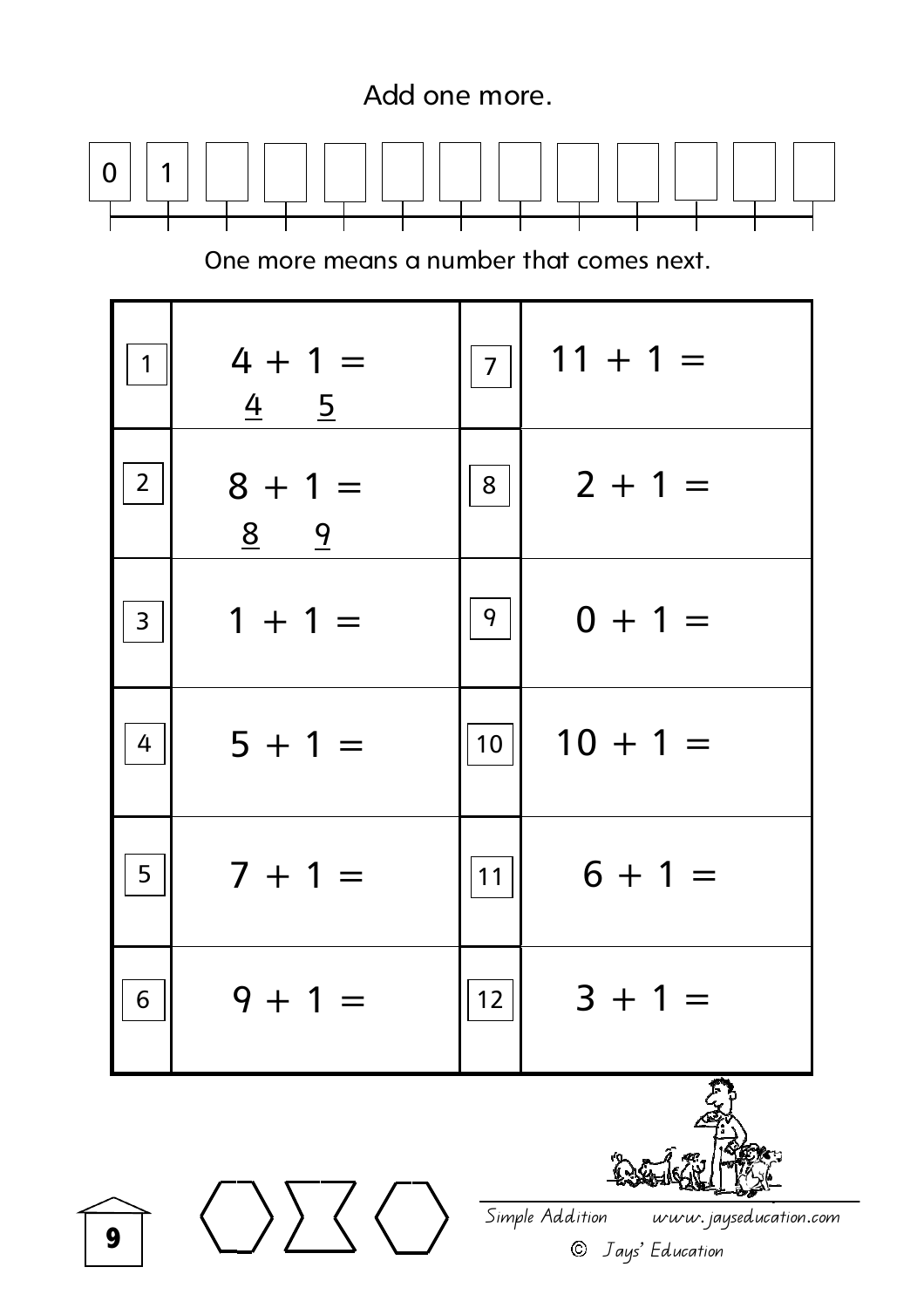Add one more.

| 0 | 1 | | | | | | | | | | | |
|---|---|---|---|---|---|---|---|---|---|---|---|---|

One more means a number that comes next.

| | | | |
|---|---|---|---|
| 1 | 4 + 1 = <br> 4 5 | 7 | 11 + 1 = |
| 2 | 8 + 1 = <br> 8 9 | 8 | 2 + 1 = |
| 3 | 1 + 1 = | 9 | 0 + 1 = |
| 4 | 5 + 1 = | 10 | 10 + 1 = |
| 5 | 7 + 1 = | 11 | 6 + 1 = |
| 6 | 9 + 1 = | 12 | 3 + 1 = |

Simple Addition www.jayseducation.com

© Jays' Education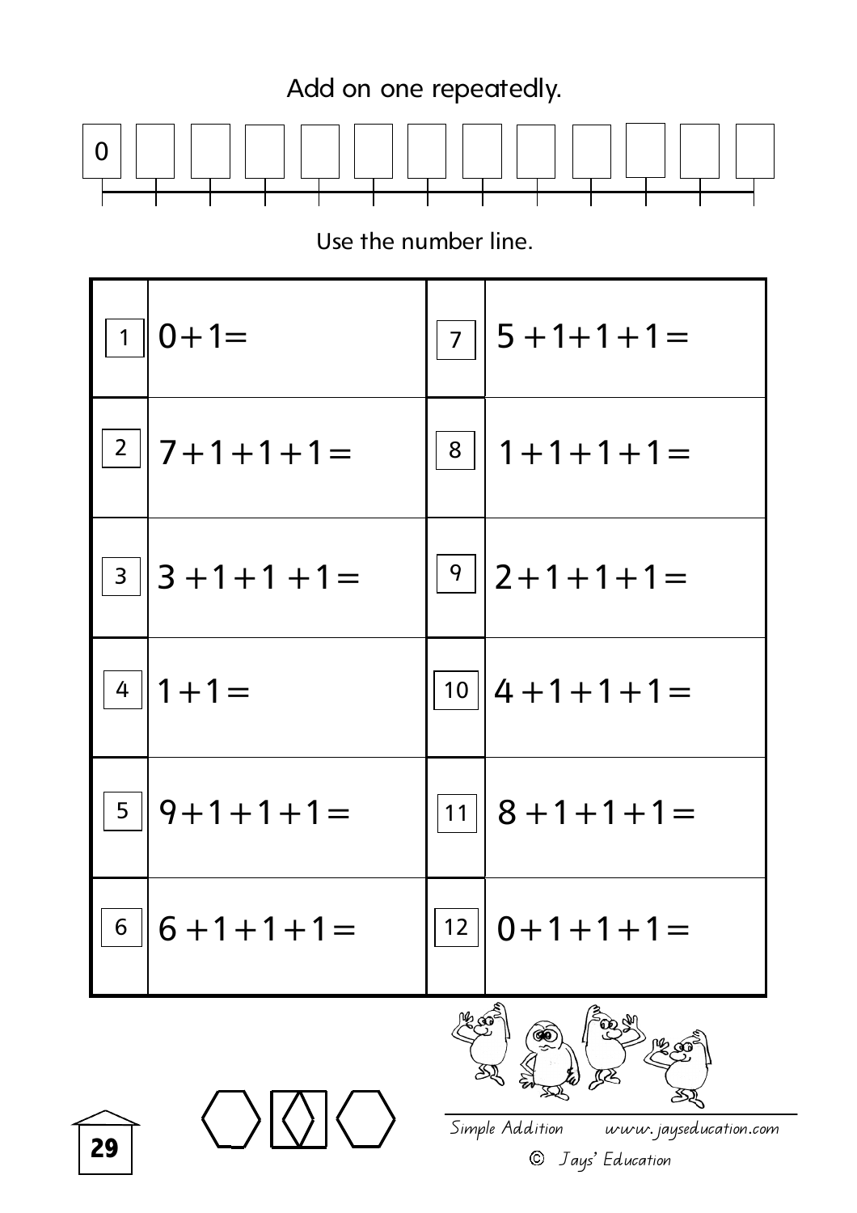Add on one repeatedly.

| 0 | | | | | | | | | | | | |
|---|---|---|---|---|---|---|---|---|---|---|---|---|

Use the number line.

| | | | |
|---|---|---|---|
| 1 | $0 + 1 =$ | 7 | $5 + 1 + 1 + 1 =$ |
| 2 | $7 + 1 + 1 + 1 =$ | 8 | $1 + 1 + 1 + 1 =$ |
| 3 | $3 + 1 + 1 + 1 =$ | 9 | $2 + 1 + 1 + 1 =$ |
| 4 | $1 + 1 =$ | 10 | $4 + 1 + 1 + 1 =$ |
| 5 | $9 + 1 + 1 + 1 =$ | 11 | $8 + 1 + 1 + 1 =$ |
| 6 | $6 + 1 + 1 + 1 =$ | 12 | $0 + 1 + 1 + 1 =$ |

Simple Addition www.jayseducation.com

© Jays' Education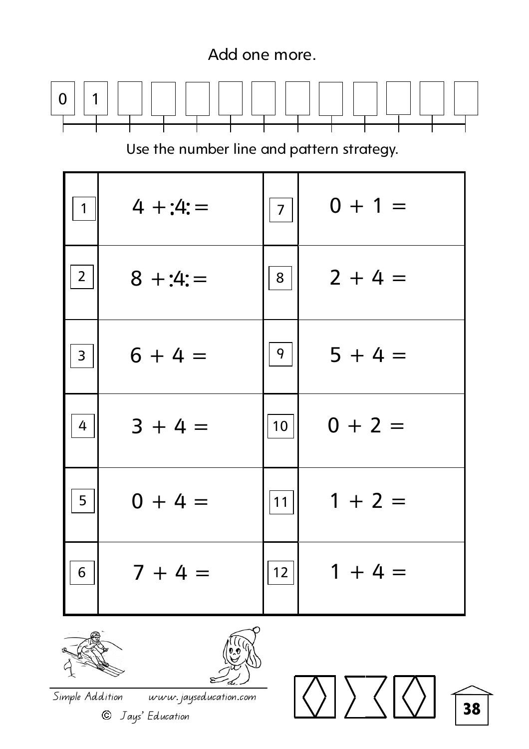Add one more.

| 0 | 1 | | | | | | | | | | | |
|---|---|---|---|---|---|---|---|---|---|---|---|---|

Use the number line and pattern strategy.

| | | | |
|---|---|---|---|
| 1 | $4 + 4 =$ | 7 | $0 + 1 =$ |
| 2 | $8 + 4 =$ | 8 | $2 + 4 =$ |
| 3 | $6 + 4 =$ | 9 | $5 + 4 =$ |
| 4 | $3 + 4 =$ | 10 | $0 + 2 =$ |
| 5 | $0 + 4 =$ | 11 | $1 + 2 =$ |
| 6 | $7 + 4 =$ | 12 | $1 + 4 =$ |

Simple Addition www.jayseducation.com

© Jays' Education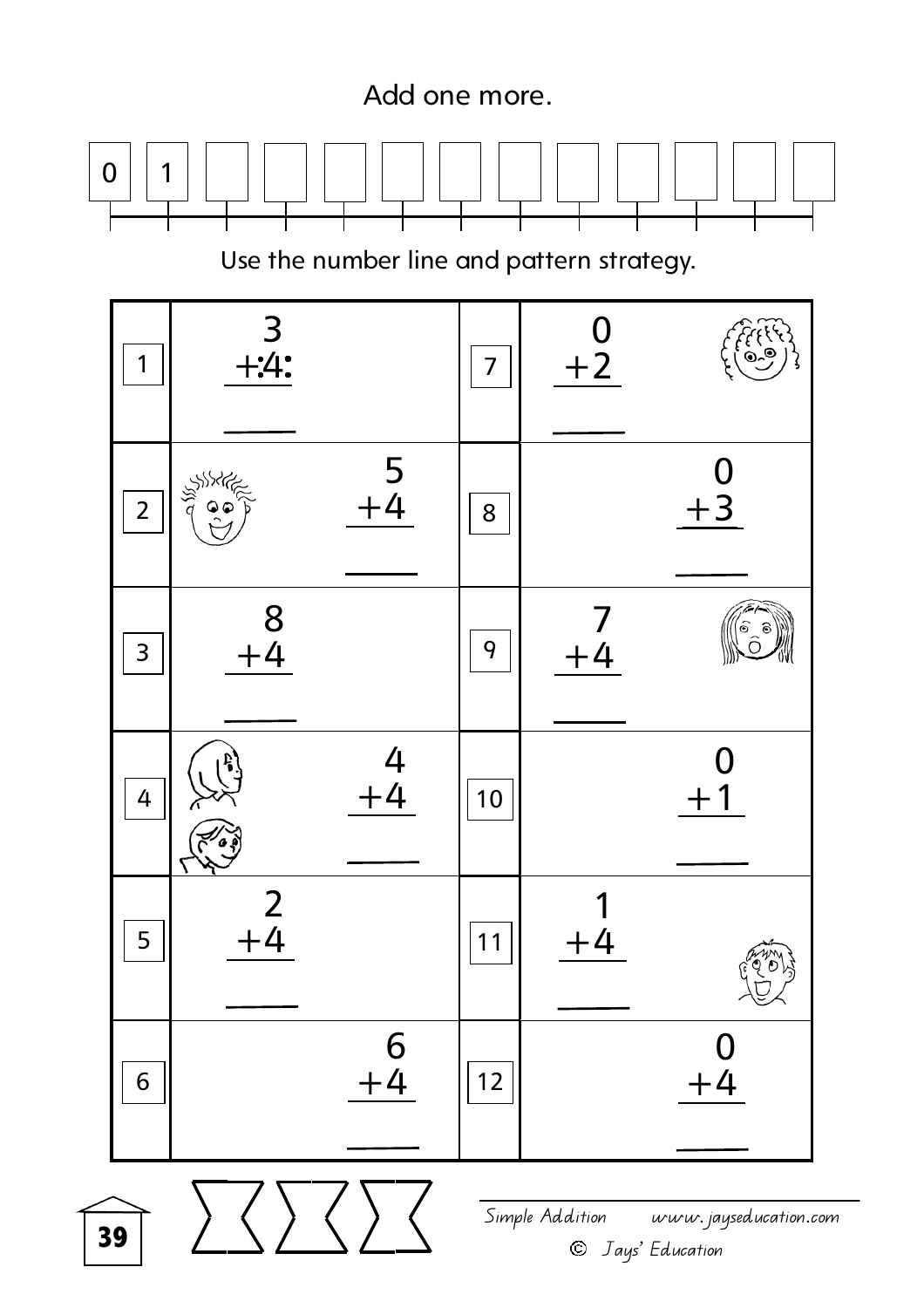Add one more.

| | | | | | | | | | | | | |
|---|---|---|---|---|---|---|---|---|---|---|---|---|
| 0 | 1 | | | | | | | | | | | |

Use the number line and pattern strategy.

| | | | |
|---|---|---|---|
| 1 | $3 + 4 =$ ____ | 7 | $0 + 2 =$ ____ |
| 2 | $5 + 4 =$ ____ | 8 | $0 + 3 =$ ____ |
| 3 | $8 + 4 =$ ____ | 9 | $7 + 4 =$ ____ |
| 4 | $4 + 4 =$ ____ | 10 | $0 + 1 =$ ____ |
| 5 | $2 + 4 =$ ____ | 11 | $1 + 4 =$ ____ |
| 6 | $6 + 4 =$ ____ | 12 | $0 + 4 =$ ____ |

Simple Addition www.jayseducation.com

© Jays' Education